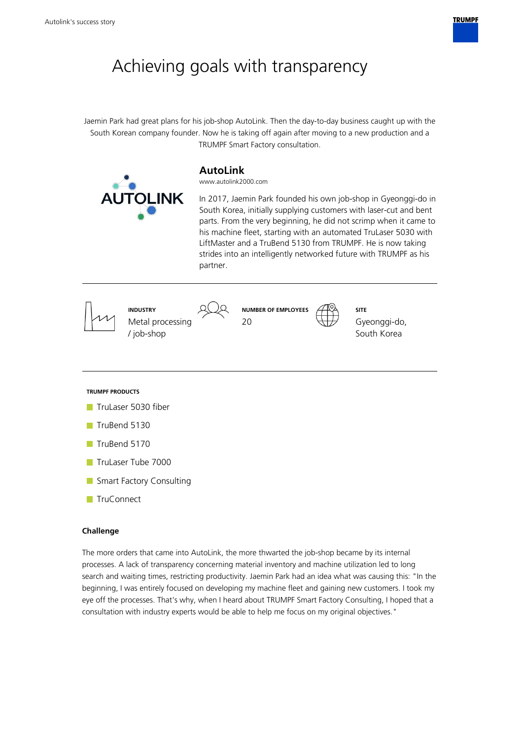# Achieving goals with transparency

Jaemin Park had great plans for his job-shop AutoLink. Then the day-to-day business caught up with the South Korean company founder. Now he is taking off again after moving to a new production and a TRUMPF Smart Factory consultation.

## AutoLink

www.autolink2000.com

In 2017, Jaemin Park founded his own job-shop in Gyeonggi-do in South Korea, initially supplying customers with laser-cut and bent parts. From the very beginning, he did not scrimp when it came to his machine fleet, starting with an automated TruLaser 5030 with LiftMaster and a TruBend 5130 from TRUMPF. He is now taking strides into an intelligently networked future with TRUMPF as his partner.

**INDUSTRY**
Metal processing / job-shop

**NUMBER OF EMPLOYEES**
20

**SITE**
Gyeonggi-do, South Korea

**TRUMPF PRODUCTS**

- TruLaser 5030 fiber
- TruBend 5130
- TruBend 5170
- TruLaser Tube 7000
- Smart Factory Consulting
- TruConnect

### Challenge

The more orders that came into AutoLink, the more thwarted the job-shop became by its internal processes. A lack of transparency concerning material inventory and machine utilization led to long search and waiting times, restricting productivity. Jaemin Park had an idea what was causing this: "In the beginning, I was entirely focused on developing my machine fleet and gaining new customers. I took my eye off the processes. That's why, when I heard about TRUMPF Smart Factory Consulting, I hoped that a consultation with industry experts would be able to help me focus on my original objectives."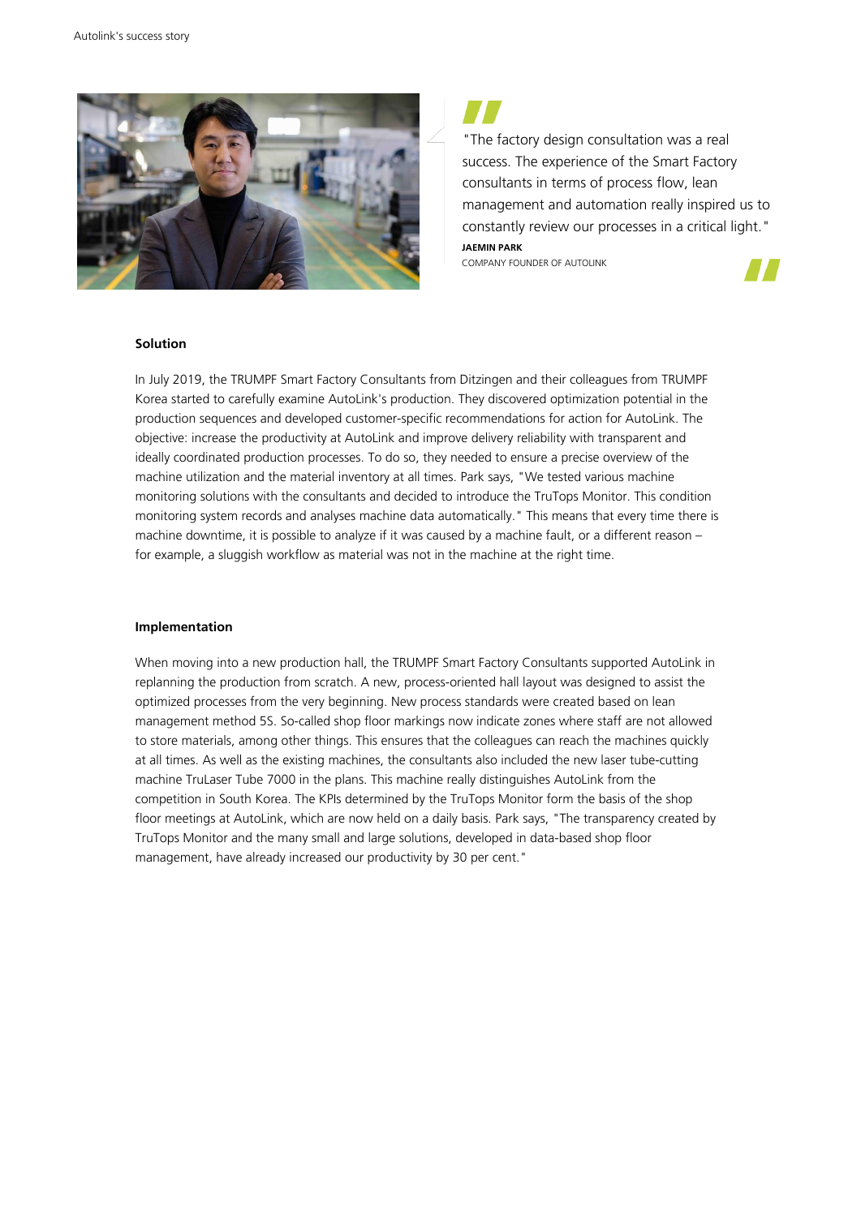"The factory design consultation was a real success. The experience of the Smart Factory consultants in terms of process flow, lean management and automation really inspired us to constantly review our processes in a critical light."

**JAEMIN PARK**
COMPANY FOUNDER OF AUTOLINK

#### Solution

In July 2019, the TRUMPF Smart Factory Consultants from Ditzingen and their colleagues from TRUMPF Korea started to carefully examine AutoLink's production. They discovered optimization potential in the production sequences and developed customer-specific recommendations for action for AutoLink. The objective: increase the productivity at AutoLink and improve delivery reliability with transparent and ideally coordinated production processes. To do so, they needed to ensure a precise overview of the machine utilization and the material inventory at all times. Park says, "We tested various machine monitoring solutions with the consultants and decided to introduce the TruTops Monitor. This condition monitoring system records and analyses machine data automatically." This means that every time there is machine downtime, it is possible to analyze if it was caused by a machine fault, or a different reason – for example, a sluggish workflow as material was not in the machine at the right time.

#### Implementation

When moving into a new production hall, the TRUMPF Smart Factory Consultants supported AutoLink in replanning the production from scratch. A new, process-oriented hall layout was designed to assist the optimized processes from the very beginning. New process standards were created based on lean management method 5S. So-called shop floor markings now indicate zones where staff are not allowed to store materials, among other things. This ensures that the colleagues can reach the machines quickly at all times. As well as the existing machines, the consultants also included the new laser tube-cutting machine TruLaser Tube 7000 in the plans. This machine really distinguishes AutoLink from the competition in South Korea. The KPIs determined by the TruTops Monitor form the basis of the shop floor meetings at AutoLink, which are now held on a daily basis. Park says, "The transparency created by TruTops Monitor and the many small and large solutions, developed in data-based shop floor management, have already increased our productivity by 30 per cent."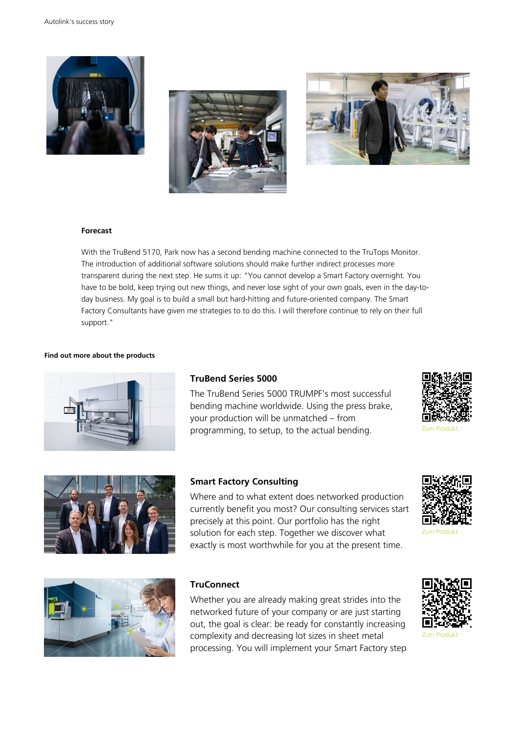### Forecast

With the TruBend 5170, Park now has a second bending machine connected to the TruTops Monitor. The introduction of additional software solutions should make further indirect processes more transparent during the next step. He sums it up: "You cannot develop a Smart Factory overnight. You have to be bold, keep trying out new things, and never lose sight of your own goals, even in the day-to-day business. My goal is to build a small but hard-hitting and future-oriented company. The Smart Factory Consultants have given me strategies to to do this. I will therefore continue to rely on their full support."

#### Find out more about the products

**TruBend Series 5000**

The TruBend Series 5000 TRUMPF's most successful bending machine worldwide. Using the press brake, your production will be unmatched – from programming, to setup, to the actual bending.

Zum Produkt

**Smart Factory Consulting**

Where and to what extent does networked production currently benefit you most? Our consulting services start precisely at this point. Our portfolio has the right solution for each step. Together we discover what exactly is most worthwhile for you at the present time.

Zum Produkt

**TruConnect**

Whether you are already making great strides into the networked future of your company or are just starting out, the goal is clear: be ready for constantly increasing complexity and decreasing lot sizes in sheet metal processing. You will implement your Smart Factory step

Zum Produkt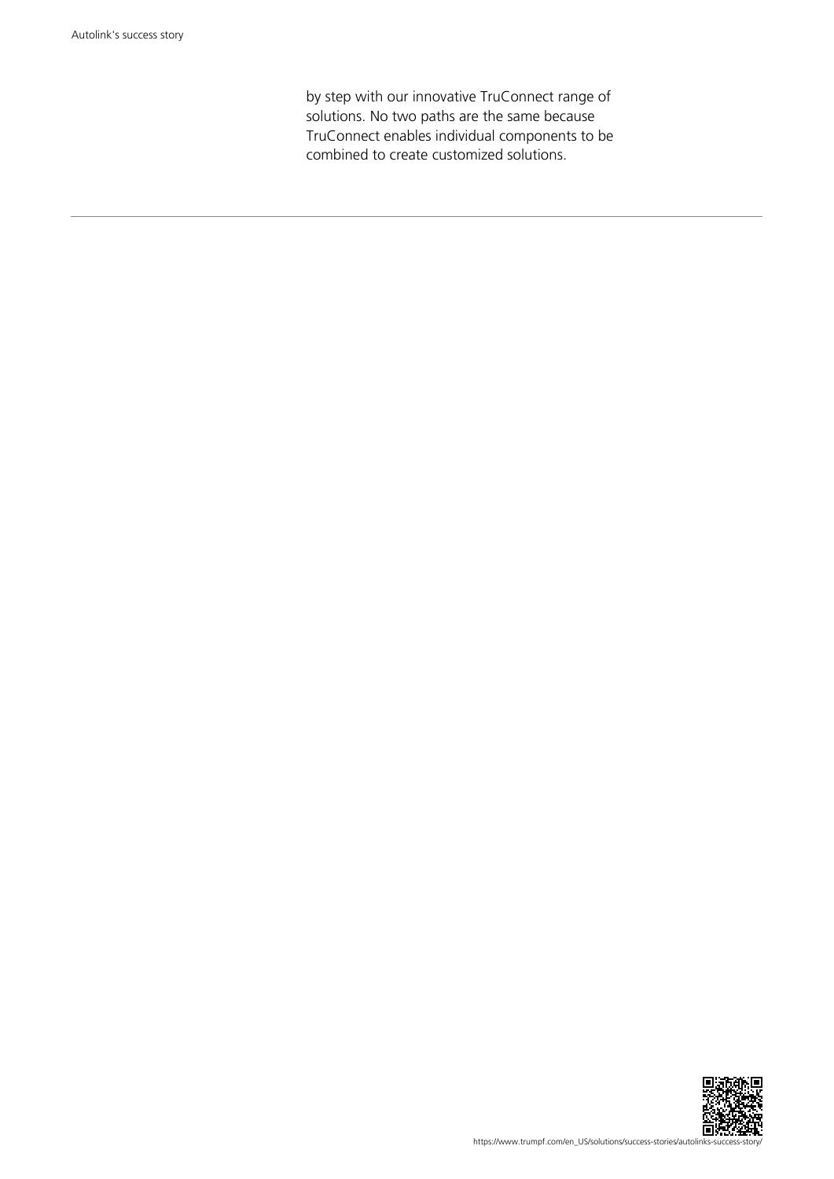by step with our innovative TruConnect range of solutions. No two paths are the same because TruConnect enables individual components to be combined to create customized solutions.

---